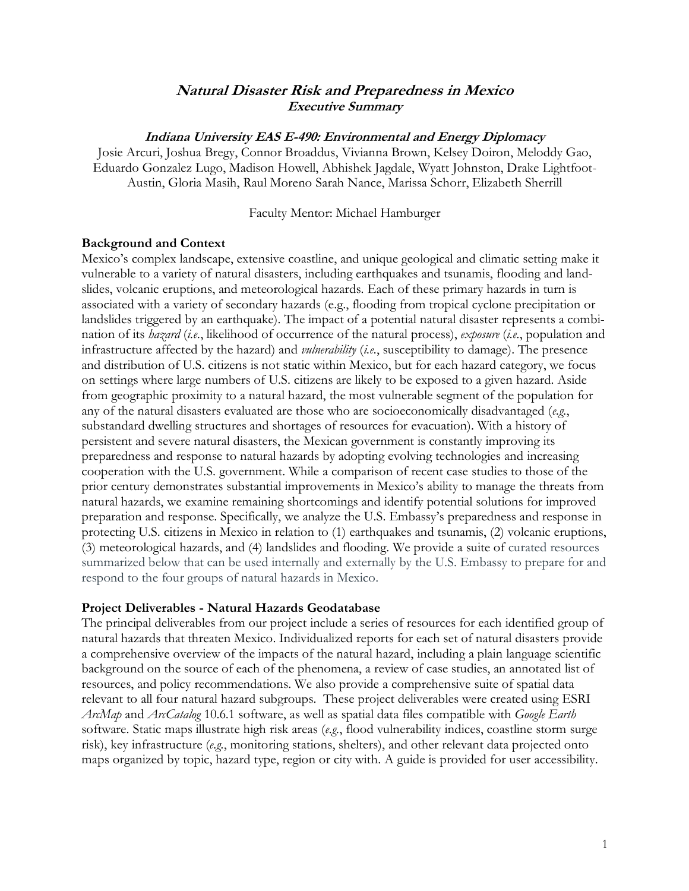# *Natural Disaster Risk and Preparedness in Mexico*

## *Executive Summary*

### *Indiana University EAS E-490: Environmental and Energy Diplomacy*

Josie Arcuri, Joshua Bregy, Connor Broaddus, Vivianna Brown, Kelsey Doiron, Meloddy Gao, Eduardo Gonzalez Lugo, Madison Howell, Abhishek Jagdale, Wyatt Johnston, Drake Lightfoot-Austin, Gloria Masih, Raul Moreno Sarah Nance, Marissa Schorr, Elizabeth Sherrill

Faculty Mentor: Michael Hamburger

**Background and Context**

Mexico's complex landscape, extensive coastline, and unique geological and climatic setting make it vulnerable to a variety of natural disasters, including earthquakes and tsunamis, flooding and landslides, volcanic eruptions, and meteorological hazards. Each of these primary hazards in turn is associated with a variety of secondary hazards (e.g., flooding from tropical cyclone precipitation or landslides triggered by an earthquake). The impact of a potential natural disaster represents a combination of its *hazard* (*i.e.*, likelihood of occurrence of the natural process), *exposure* (*i.e.*, population and infrastructure affected by the hazard) and *vulnerability* (*i.e.*, susceptibility to damage). The presence and distribution of U.S. citizens is not static within Mexico, but for each hazard category, we focus on settings where large numbers of U.S. citizens are likely to be exposed to a given hazard. Aside from geographic proximity to a natural hazard, the most vulnerable segment of the population for any of the natural disasters evaluated are those who are socioeconomically disadvantaged (*e.g.*, substandard dwelling structures and shortages of resources for evacuation). With a history of persistent and severe natural disasters, the Mexican government is constantly improving its preparedness and response to natural hazards by adopting evolving technologies and increasing cooperation with the U.S. government. While a comparison of recent case studies to those of the prior century demonstrates substantial improvements in Mexico's ability to manage the threats from natural hazards, we examine remaining shortcomings and identify potential solutions for improved preparation and response. Specifically, we analyze the U.S. Embassy's preparedness and response in protecting U.S. citizens in Mexico in relation to (1) earthquakes and tsunamis, (2) volcanic eruptions, (3) meteorological hazards, and (4) landslides and flooding. We provide a suite of curated resources summarized below that can be used internally and externally by the U.S. Embassy to prepare for and respond to the four groups of natural hazards in Mexico.

**Project Deliverables - Natural Hazards Geodatabase**

The principal deliverables from our project include a series of resources for each identified group of natural hazards that threaten Mexico. Individualized reports for each set of natural disasters provide a comprehensive overview of the impacts of the natural hazard, including a plain language scientific background on the source of each of the phenomena, a review of case studies, an annotated list of resources, and policy recommendations. We also provide a comprehensive suite of spatial data relevant to all four natural hazard subgroups. These project deliverables were created using ESRI *ArcMap* and *ArcCatalog* 10.6.1 software, as well as spatial data files compatible with *Google Earth* software. Static maps illustrate high risk areas (*e.g.*, flood vulnerability indices, coastline storm surge risk), key infrastructure (*e.g.*, monitoring stations, shelters), and other relevant data projected onto maps organized by topic, hazard type, region or city with. A guide is provided for user accessibility.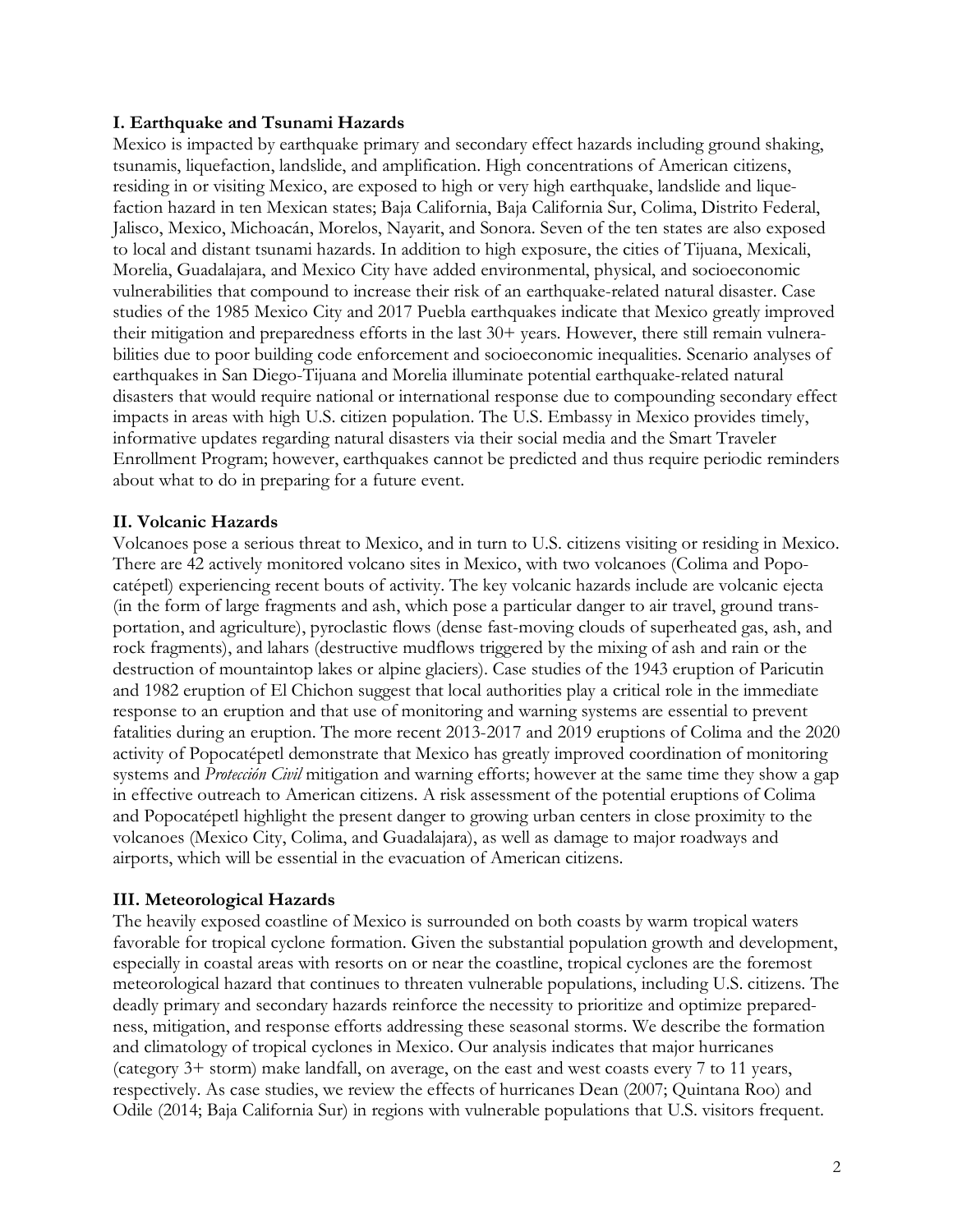### I. Earthquake and Tsunami Hazards

Mexico is impacted by earthquake primary and secondary effect hazards including ground shaking, tsunamis, liquefaction, landslide, and amplification. High concentrations of American citizens, residing in or visiting Mexico, are exposed to high or very high earthquake, landslide and liquefaction hazard in ten Mexican states; Baja California, Baja California Sur, Colima, Distrito Federal, Jalisco, Mexico, Michoacán, Morelos, Nayarit, and Sonora. Seven of the ten states are also exposed to local and distant tsunami hazards. In addition to high exposure, the cities of Tijuana, Mexicali, Morelia, Guadalajara, and Mexico City have added environmental, physical, and socioeconomic vulnerabilities that compound to increase their risk of an earthquake-related natural disaster. Case studies of the 1985 Mexico City and 2017 Puebla earthquakes indicate that Mexico greatly improved their mitigation and preparedness efforts in the last 30+ years. However, there still remain vulnerabilities due to poor building code enforcement and socioeconomic inequalities. Scenario analyses of earthquakes in San Diego-Tijuana and Morelia illuminate potential earthquake-related natural disasters that would require national or international response due to compounding secondary effect impacts in areas with high U.S. citizen population. The U.S. Embassy in Mexico provides timely, informative updates regarding natural disasters via their social media and the Smart Traveler Enrollment Program; however, earthquakes cannot be predicted and thus require periodic reminders about what to do in preparing for a future event.

### II. Volcanic Hazards

Volcanoes pose a serious threat to Mexico, and in turn to U.S. citizens visiting or residing in Mexico. There are 42 actively monitored volcano sites in Mexico, with two volcanoes (Colima and Popocatépetl) experiencing recent bouts of activity. The key volcanic hazards include are volcanic ejecta (in the form of large fragments and ash, which pose a particular danger to air travel, ground transportation, and agriculture), pyroclastic flows (dense fast-moving clouds of superheated gas, ash, and rock fragments), and lahars (destructive mudflows triggered by the mixing of ash and rain or the destruction of mountaintop lakes or alpine glaciers). Case studies of the 1943 eruption of Paricutin and 1982 eruption of El Chichon suggest that local authorities play a critical role in the immediate response to an eruption and that use of monitoring and warning systems are essential to prevent fatalities during an eruption. The more recent 2013-2017 and 2019 eruptions of Colima and the 2020 activity of Popocatépetl demonstrate that Mexico has greatly improved coordination of monitoring systems and *Protección Civil* mitigation and warning efforts; however at the same time they show a gap in effective outreach to American citizens. A risk assessment of the potential eruptions of Colima and Popocatépetl highlight the present danger to growing urban centers in close proximity to the volcanoes (Mexico City, Colima, and Guadalajara), as well as damage to major roadways and airports, which will be essential in the evacuation of American citizens.

### III. Meteorological Hazards

The heavily exposed coastline of Mexico is surrounded on both coasts by warm tropical waters favorable for tropical cyclone formation. Given the substantial population growth and development, especially in coastal areas with resorts on or near the coastline, tropical cyclones are the foremost meteorological hazard that continues to threaten vulnerable populations, including U.S. citizens. The deadly primary and secondary hazards reinforce the necessity to prioritize and optimize preparedness, mitigation, and response efforts addressing these seasonal storms. We describe the formation and climatology of tropical cyclones in Mexico. Our analysis indicates that major hurricanes (category 3+ storm) make landfall, on average, on the east and west coasts every 7 to 11 years, respectively. As case studies, we review the effects of hurricanes Dean (2007; Quintana Roo) and Odile (2014; Baja California Sur) in regions with vulnerable populations that U.S. visitors frequent.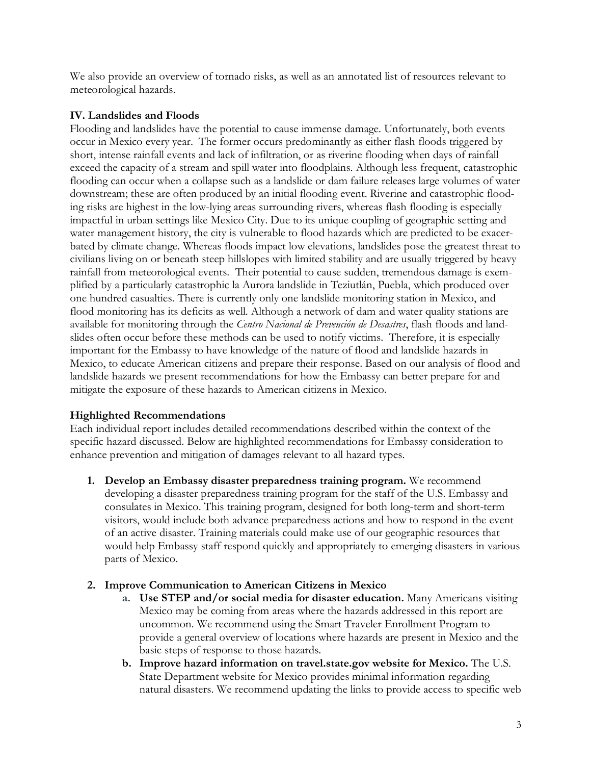We also provide an overview of tornado risks, as well as an annotated list of resources relevant to meteorological hazards.

### IV. Landslides and Floods

Flooding and landslides have the potential to cause immense damage. Unfortunately, both events occur in Mexico every year. The former occurs predominantly as either flash floods triggered by short, intense rainfall events and lack of infiltration, or as riverine flooding when days of rainfall exceed the capacity of a stream and spill water into floodplains. Although less frequent, catastrophic flooding can occur when a collapse such as a landslide or dam failure releases large volumes of water downstream; these are often produced by an initial flooding event. Riverine and catastrophic flooding risks are highest in the low-lying areas surrounding rivers, whereas flash flooding is especially impactful in urban settings like Mexico City. Due to its unique coupling of geographic setting and water management history, the city is vulnerable to flood hazards which are predicted to be exacerbated by climate change. Whereas floods impact low elevations, landslides pose the greatest threat to civilians living on or beneath steep hillslopes with limited stability and are usually triggered by heavy rainfall from meteorological events. Their potential to cause sudden, tremendous damage is exemplified by a particularly catastrophic la Aurora landslide in Teziutlán, Puebla, which produced over one hundred casualties. There is currently only one landslide monitoring station in Mexico, and flood monitoring has its deficits as well. Although a network of dam and water quality stations are available for monitoring through the *Centro Nacional de Prevención de Desastres*, flash floods and landslides often occur before these methods can be used to notify victims. Therefore, it is especially important for the Embassy to have knowledge of the nature of flood and landslide hazards in Mexico, to educate American citizens and prepare their response. Based on our analysis of flood and landslide hazards we present recommendations for how the Embassy can better prepare for and mitigate the exposure of these hazards to American citizens in Mexico.

### Highlighted Recommendations

Each individual report includes detailed recommendations described within the context of the specific hazard discussed. Below are highlighted recommendations for Embassy consideration to enhance prevention and mitigation of damages relevant to all hazard types.

1. **Develop an Embassy disaster preparedness training program.** We recommend developing a disaster preparedness training program for the staff of the U.S. Embassy and consulates in Mexico. This training program, designed for both long-term and short-term visitors, would include both advance preparedness actions and how to respond in the event of an active disaster. Training materials could make use of our geographic resources that would help Embassy staff respond quickly and appropriately to emerging disasters in various parts of Mexico.

2. **Improve Communication to American Citizens in Mexico**
   a. **Use STEP and/or social media for disaster education.** Many Americans visiting Mexico may be coming from areas where the hazards addressed in this report are uncommon. We recommend using the Smart Traveler Enrollment Program to provide a general overview of locations where hazards are present in Mexico and the basic steps of response to those hazards.
   b. **Improve hazard information on travel.state.gov website for Mexico.** The U.S. State Department website for Mexico provides minimal information regarding natural disasters. We recommend updating the links to provide access to specific web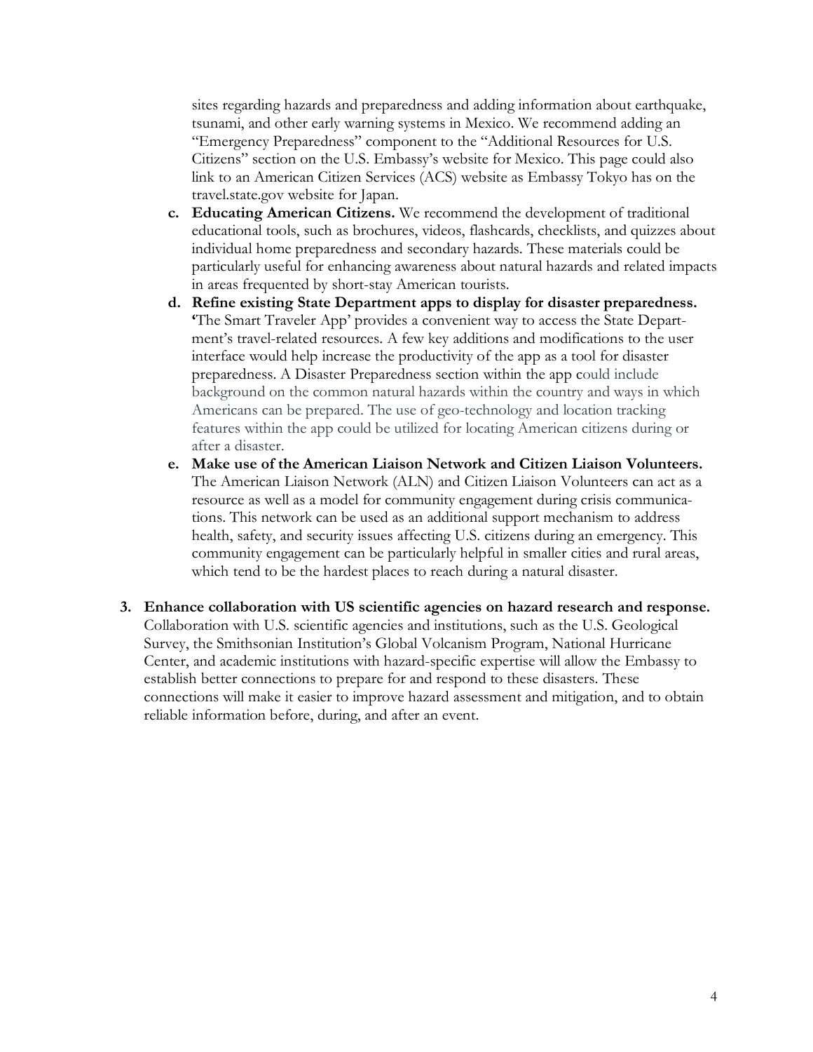sites regarding hazards and preparedness and adding information about earthquake, tsunami, and other early warning systems in Mexico. We recommend adding an "Emergency Preparedness" component to the "Additional Resources for U.S. Citizens" section on the U.S. Embassy's website for Mexico. This page could also link to an American Citizen Services (ACS) website as Embassy Tokyo has on the travel.state.gov website for Japan.

c. **Educating American Citizens.** We recommend the development of traditional educational tools, such as brochures, videos, flashcards, checklists, and quizzes about individual home preparedness and secondary hazards. These materials could be particularly useful for enhancing awareness about natural hazards and related impacts in areas frequented by short-stay American tourists.

d. **Refine existing State Department apps to display for disaster preparedness.** 'The Smart Traveler App' provides a convenient way to access the State Department's travel-related resources. A few key additions and modifications to the user interface would help increase the productivity of the app as a tool for disaster preparedness. A Disaster Preparedness section within the app could include background on the common natural hazards within the country and ways in which Americans can be prepared. The use of geo-technology and location tracking features within the app could be utilized for locating American citizens during or after a disaster.

e. **Make use of the American Liaison Network and Citizen Liaison Volunteers.** The American Liaison Network (ALN) and Citizen Liaison Volunteers can act as a resource as well as a model for community engagement during crisis communications. This network can be used as an additional support mechanism to address health, safety, and security issues affecting U.S. citizens during an emergency. This community engagement can be particularly helpful in smaller cities and rural areas, which tend to be the hardest places to reach during a natural disaster.

3. **Enhance collaboration with US scientific agencies on hazard research and response.** Collaboration with U.S. scientific agencies and institutions, such as the U.S. Geological Survey, the Smithsonian Institution's Global Volcanism Program, National Hurricane Center, and academic institutions with hazard-specific expertise will allow the Embassy to establish better connections to prepare for and respond to these disasters. These connections will make it easier to improve hazard assessment and mitigation, and to obtain reliable information before, during, and after an event.